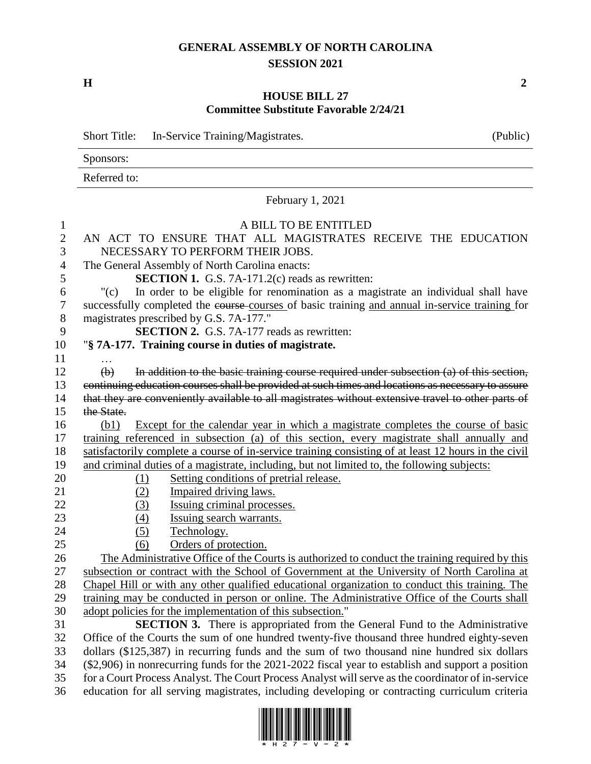# GENERAL ASSEMBLY OF NORTH CAROLINA
## SESSION 2021

**H** **2**

## HOUSE BILL 27
### Committee Substitute Favorable 2/24/21

Short Title: In-Service Training/Magistrates. (Public)

Sponsors:

Referred to:

February 1, 2021

A BILL TO BE ENTITLED

AN ACT TO ENSURE THAT ALL MAGISTRATES RECEIVE THE EDUCATION NECESSARY TO PERFORM THEIR JOBS.

The General Assembly of North Carolina enacts:

**SECTION 1.** G.S. 7A-171.2(c) reads as rewritten:

"(c) In order to be eligible for renomination as a magistrate an individual shall have successfully completed the ~~course~~ courses of basic training and annual in-service training for magistrates prescribed by G.S. 7A-177."

**SECTION 2.** G.S. 7A-177 reads as rewritten:

"**§ 7A-177. Training course in duties of magistrate.**

…

~~(b) In addition to the basic training course required under subsection (a) of this section, continuing education courses shall be provided at such times and locations as necessary to assure that they are conveniently available to all magistrates without extensive travel to other parts of the State.~~

(b1) Except for the calendar year in which a magistrate completes the course of basic training referenced in subsection (a) of this section, every magistrate shall annually and satisfactorily complete a course of in-service training consisting of at least 12 hours in the civil and criminal duties of a magistrate, including, but not limited to, the following subjects:

(1) Setting conditions of pretrial release.
(2) Impaired driving laws.
(3) Issuing criminal processes.
(4) Issuing search warrants.
(5) Technology.
(6) Orders of protection.

The Administrative Office of the Courts is authorized to conduct the training required by this subsection or contract with the School of Government at the University of North Carolina at Chapel Hill or with any other qualified educational organization to conduct this training. The training may be conducted in person or online. The Administrative Office of the Courts shall adopt policies for the implementation of this subsection."

**SECTION 3.** There is appropriated from the General Fund to the Administrative Office of the Courts the sum of one hundred twenty-five thousand three hundred eighty-seven dollars ($125,387) in recurring funds and the sum of two thousand nine hundred six dollars ($2,906) in nonrecurring funds for the 2021-2022 fiscal year to establish and support a position for a Court Process Analyst. The Court Process Analyst will serve as the coordinator of in-service education for all serving magistrates, including developing or contracting curriculum criteria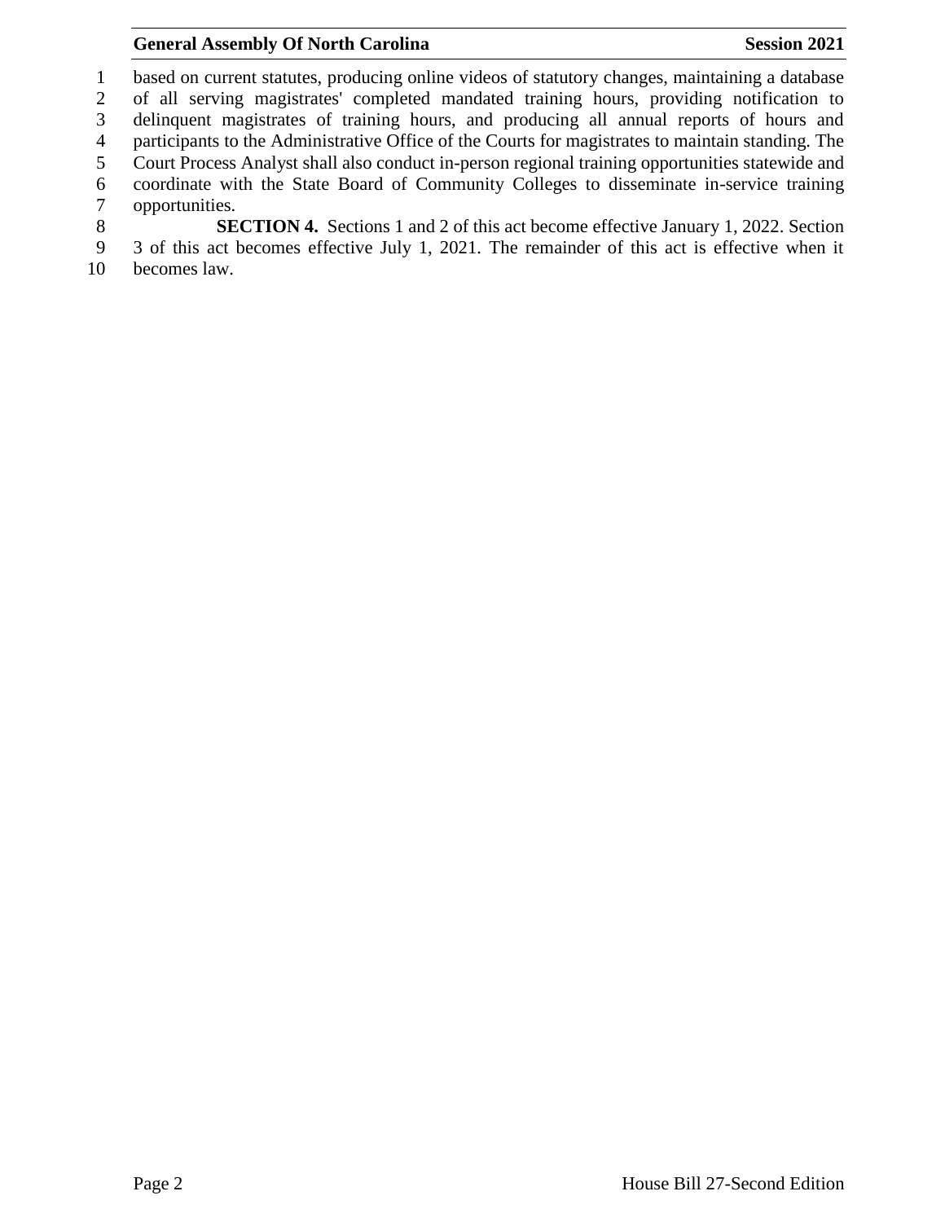based on current statutes, producing online videos of statutory changes, maintaining a database of all serving magistrates' completed mandated training hours, providing notification to delinquent magistrates of training hours, and producing all annual reports of hours and participants to the Administrative Office of the Courts for magistrates to maintain standing. The Court Process Analyst shall also conduct in-person regional training opportunities statewide and coordinate with the State Board of Community Colleges to disseminate in-service training opportunities.

**SECTION 4.** Sections 1 and 2 of this act become effective January 1, 2022. Section 3 of this act becomes effective July 1, 2021. The remainder of this act is effective when it becomes law.